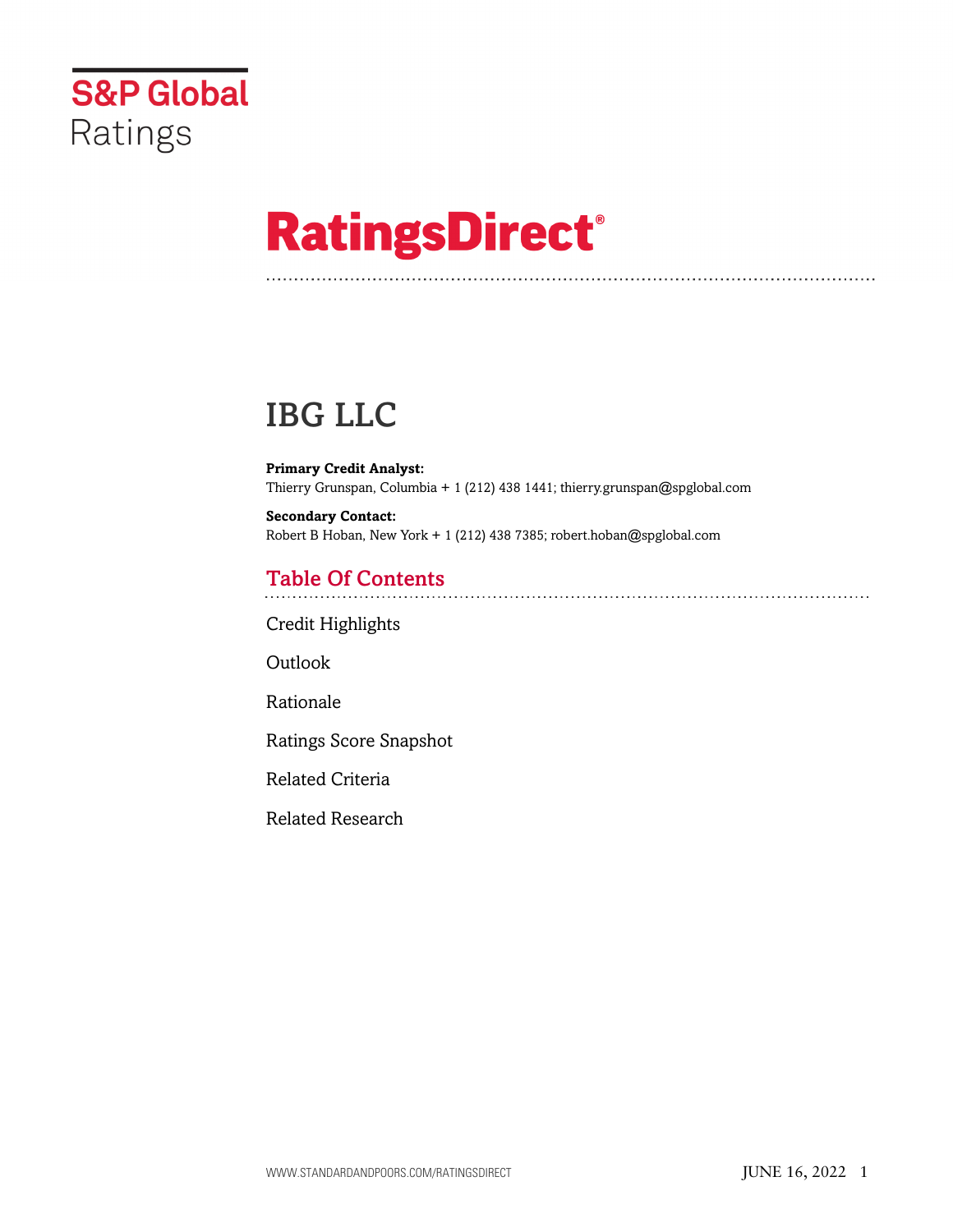S&P Global Ratings

# RatingsDirect®

## IBG LLC

**Primary Credit Analyst:**
Thierry Grunspan, Columbia + 1 (212) 438 1441; thierry.grunspan@spglobal.com

**Secondary Contact:**
Robert B Hoban, New York + 1 (212) 438 7385; robert.hoban@spglobal.com

### Table Of Contents

Credit Highlights

Outlook

Rationale

Ratings Score Snapshot

Related Criteria

Related Research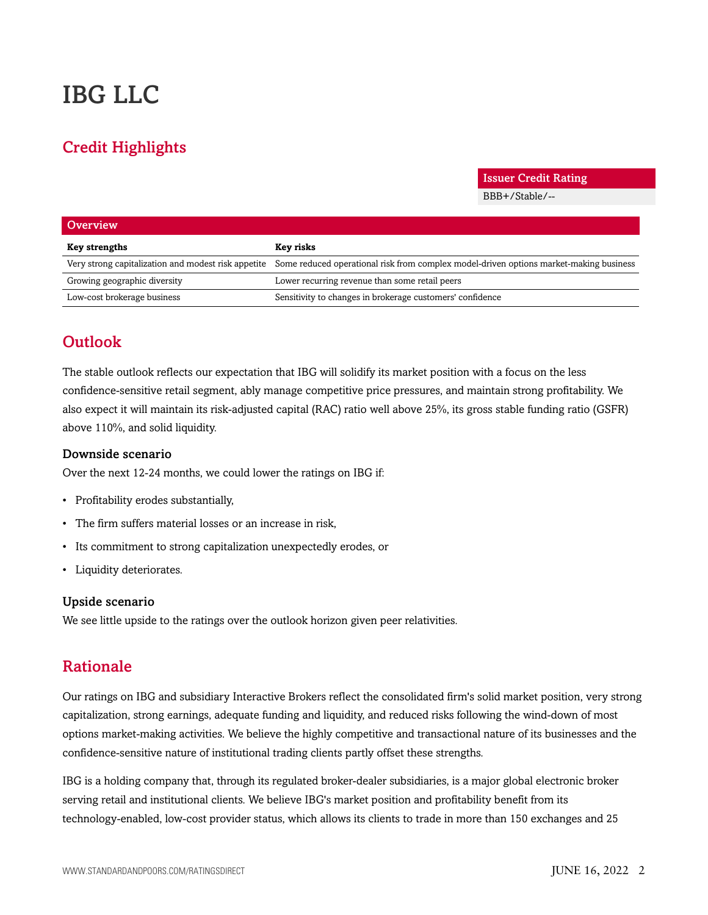# IBG LLC

## Credit Highlights

| Issuer Credit Rating |
|---|
| BBB+/Stable/-- |

| Overview | |
|---|---|
| **Key strengths** | **Key risks** |
| Very strong capitalization and modest risk appetite | Some reduced operational risk from complex model-driven options market-making business |
| Growing geographic diversity | Lower recurring revenue than some retail peers |
| Low-cost brokerage business | Sensitivity to changes in brokerage customers' confidence |

## Outlook

The stable outlook reflects our expectation that IBG will solidify its market position with a focus on the less confidence-sensitive retail segment, ably manage competitive price pressures, and maintain strong profitability. We also expect it will maintain its risk-adjusted capital (RAC) ratio well above 25%, its gross stable funding ratio (GSFR) above 110%, and solid liquidity.

### Downside scenario

Over the next 12-24 months, we could lower the ratings on IBG if:

- Profitability erodes substantially,
- The firm suffers material losses or an increase in risk,
- Its commitment to strong capitalization unexpectedly erodes, or
- Liquidity deteriorates.

### Upside scenario

We see little upside to the ratings over the outlook horizon given peer relativities.

## Rationale

Our ratings on IBG and subsidiary Interactive Brokers reflect the consolidated firm's solid market position, very strong capitalization, strong earnings, adequate funding and liquidity, and reduced risks following the wind-down of most options market-making activities. We believe the highly competitive and transactional nature of its businesses and the confidence-sensitive nature of institutional trading clients partly offset these strengths.

IBG is a holding company that, through its regulated broker-dealer subsidiaries, is a major global electronic broker serving retail and institutional clients. We believe IBG's market position and profitability benefit from its technology-enabled, low-cost provider status, which allows its clients to trade in more than 150 exchanges and 25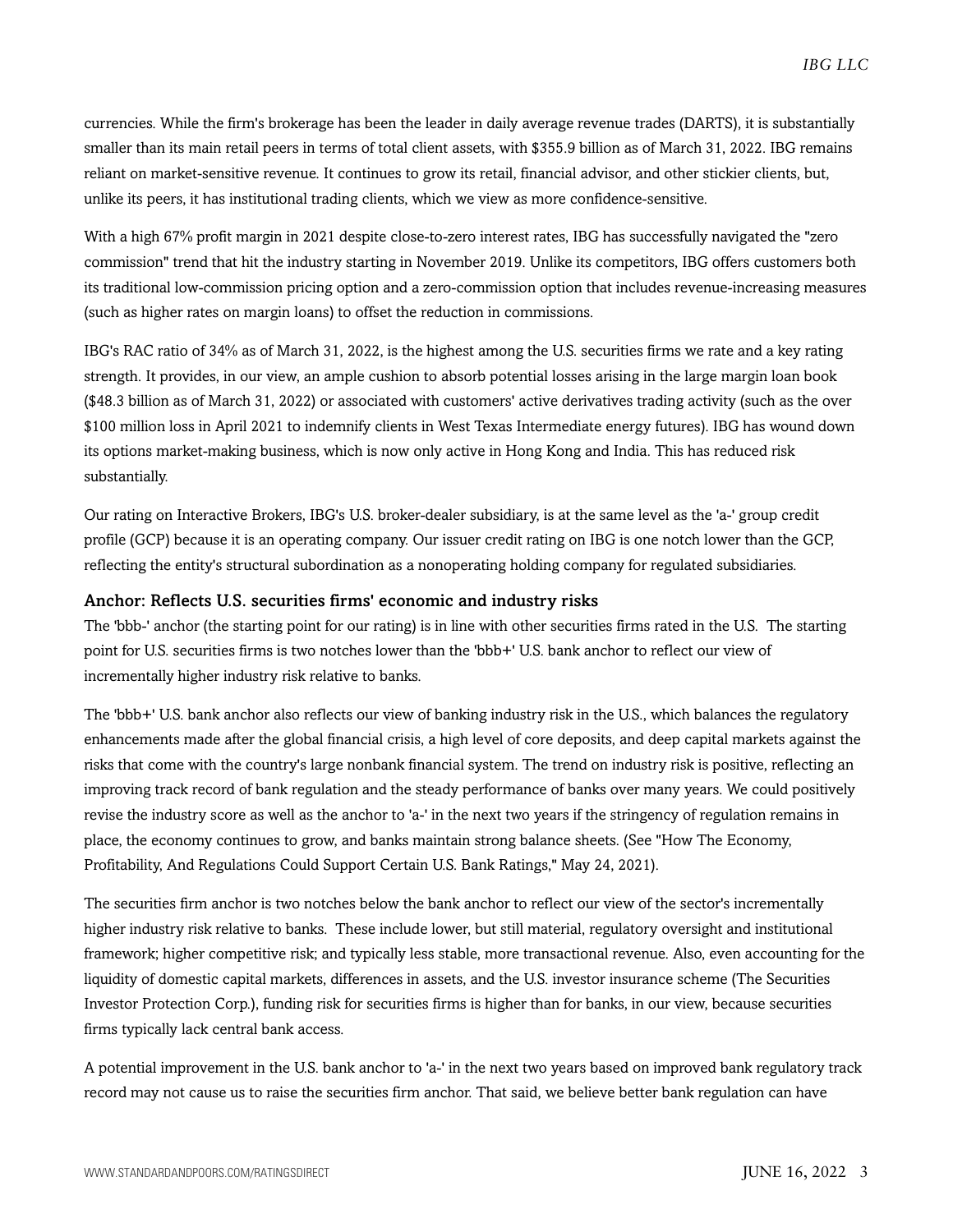currencies. While the firm's brokerage has been the leader in daily average revenue trades (DARTS), it is substantially smaller than its main retail peers in terms of total client assets, with $355.9 billion as of March 31, 2022. IBG remains reliant on market-sensitive revenue. It continues to grow its retail, financial advisor, and other stickier clients, but, unlike its peers, it has institutional trading clients, which we view as more confidence-sensitive.

With a high 67% profit margin in 2021 despite close-to-zero interest rates, IBG has successfully navigated the "zero commission" trend that hit the industry starting in November 2019. Unlike its competitors, IBG offers customers both its traditional low-commission pricing option and a zero-commission option that includes revenue-increasing measures (such as higher rates on margin loans) to offset the reduction in commissions.

IBG's RAC ratio of 34% as of March 31, 2022, is the highest among the U.S. securities firms we rate and a key rating strength. It provides, in our view, an ample cushion to absorb potential losses arising in the large margin loan book ($48.3 billion as of March 31, 2022) or associated with customers' active derivatives trading activity (such as the over $100 million loss in April 2021 to indemnify clients in West Texas Intermediate energy futures). IBG has wound down its options market-making business, which is now only active in Hong Kong and India. This has reduced risk substantially.

Our rating on Interactive Brokers, IBG's U.S. broker-dealer subsidiary, is at the same level as the 'a-' group credit profile (GCP) because it is an operating company. Our issuer credit rating on IBG is one notch lower than the GCP, reflecting the entity's structural subordination as a nonoperating holding company for regulated subsidiaries.

### Anchor: Reflects U.S. securities firms' economic and industry risks

The 'bbb-' anchor (the starting point for our rating) is in line with other securities firms rated in the U.S. The starting point for U.S. securities firms is two notches lower than the 'bbb+' U.S. bank anchor to reflect our view of incrementally higher industry risk relative to banks.

The 'bbb+' U.S. bank anchor also reflects our view of banking industry risk in the U.S., which balances the regulatory enhancements made after the global financial crisis, a high level of core deposits, and deep capital markets against the risks that come with the country's large nonbank financial system. The trend on industry risk is positive, reflecting an improving track record of bank regulation and the steady performance of banks over many years. We could positively revise the industry score as well as the anchor to 'a-' in the next two years if the stringency of regulation remains in place, the economy continues to grow, and banks maintain strong balance sheets. (See "How The Economy, Profitability, And Regulations Could Support Certain U.S. Bank Ratings," May 24, 2021).

The securities firm anchor is two notches below the bank anchor to reflect our view of the sector's incrementally higher industry risk relative to banks. These include lower, but still material, regulatory oversight and institutional framework; higher competitive risk; and typically less stable, more transactional revenue. Also, even accounting for the liquidity of domestic capital markets, differences in assets, and the U.S. investor insurance scheme (The Securities Investor Protection Corp.), funding risk for securities firms is higher than for banks, in our view, because securities firms typically lack central bank access.

A potential improvement in the U.S. bank anchor to 'a-' in the next two years based on improved bank regulatory track record may not cause us to raise the securities firm anchor. That said, we believe better bank regulation can have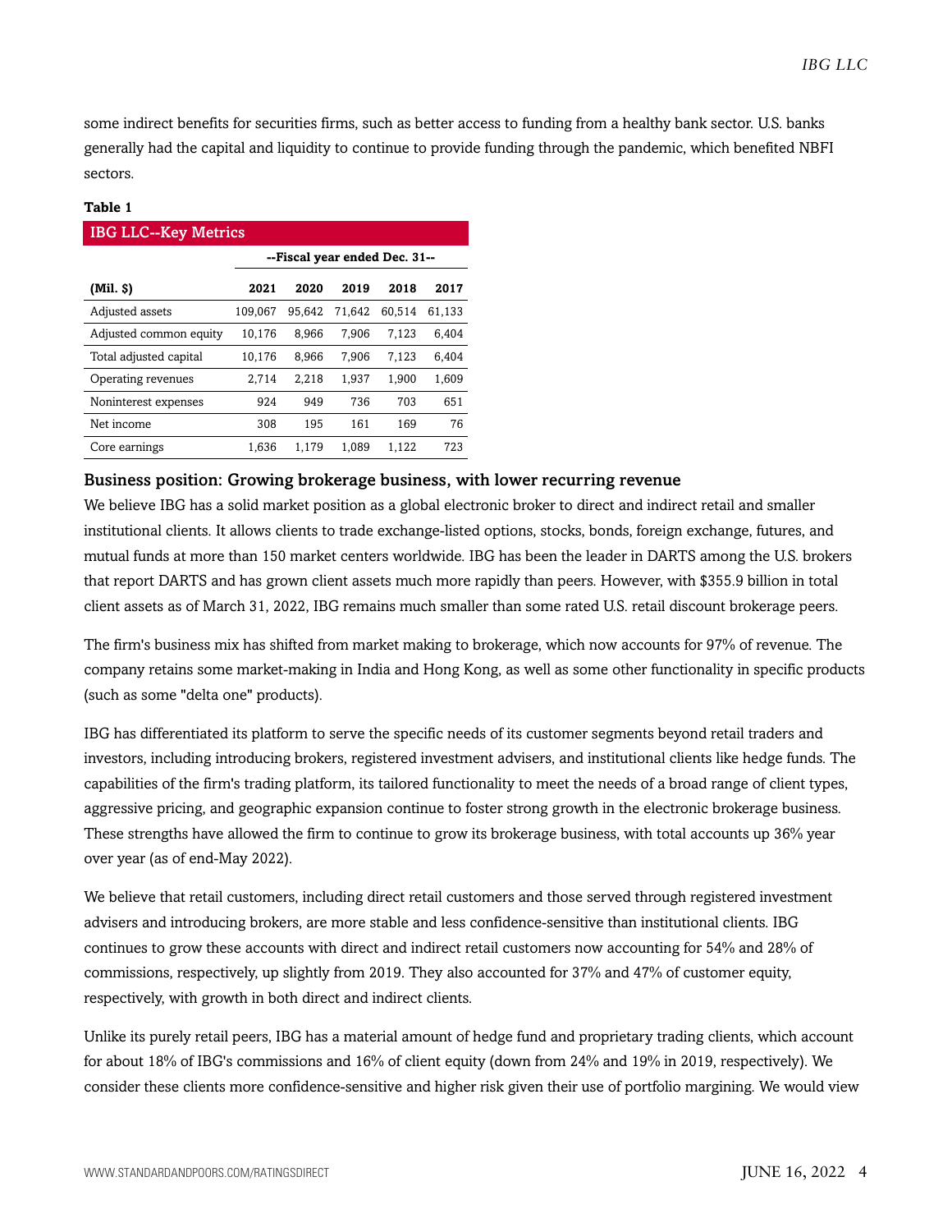some indirect benefits for securities firms, such as better access to funding from a healthy bank sector. U.S. banks generally had the capital and liquidity to continue to provide funding through the pandemic, which benefited NBFI sectors.

**Table 1**

IBG LLC--Key Metrics

| | --Fiscal year ended Dec. 31-- | | | | |
|---|---|---|---|---|---|
| **(Mil. $)** | **2021** | **2020** | **2019** | **2018** | **2017** |
| Adjusted assets | 109,067 | 95,642 | 71,642 | 60,514 | 61,133 |
| Adjusted common equity | 10,176 | 8,966 | 7,906 | 7,123 | 6,404 |
| Total adjusted capital | 10,176 | 8,966 | 7,906 | 7,123 | 6,404 |
| Operating revenues | 2,714 | 2,218 | 1,937 | 1,900 | 1,609 |
| Noninterest expenses | 924 | 949 | 736 | 703 | 651 |
| Net income | 308 | 195 | 161 | 169 | 76 |
| Core earnings | 1,636 | 1,179 | 1,089 | 1,122 | 723 |

### Business position: Growing brokerage business, with lower recurring revenue

We believe IBG has a solid market position as a global electronic broker to direct and indirect retail and smaller institutional clients. It allows clients to trade exchange-listed options, stocks, bonds, foreign exchange, futures, and mutual funds at more than 150 market centers worldwide. IBG has been the leader in DARTS among the U.S. brokers that report DARTS and has grown client assets much more rapidly than peers. However, with $355.9 billion in total client assets as of March 31, 2022, IBG remains much smaller than some rated U.S. retail discount brokerage peers.

The firm's business mix has shifted from market making to brokerage, which now accounts for 97% of revenue. The company retains some market-making in India and Hong Kong, as well as some other functionality in specific products (such as some "delta one" products).

IBG has differentiated its platform to serve the specific needs of its customer segments beyond retail traders and investors, including introducing brokers, registered investment advisers, and institutional clients like hedge funds. The capabilities of the firm's trading platform, its tailored functionality to meet the needs of a broad range of client types, aggressive pricing, and geographic expansion continue to foster strong growth in the electronic brokerage business. These strengths have allowed the firm to continue to grow its brokerage business, with total accounts up 36% year over year (as of end-May 2022).

We believe that retail customers, including direct retail customers and those served through registered investment advisers and introducing brokers, are more stable and less confidence-sensitive than institutional clients. IBG continues to grow these accounts with direct and indirect retail customers now accounting for 54% and 28% of commissions, respectively, up slightly from 2019. They also accounted for 37% and 47% of customer equity, respectively, with growth in both direct and indirect clients.

Unlike its purely retail peers, IBG has a material amount of hedge fund and proprietary trading clients, which account for about 18% of IBG's commissions and 16% of client equity (down from 24% and 19% in 2019, respectively). We consider these clients more confidence-sensitive and higher risk given their use of portfolio margining. We would view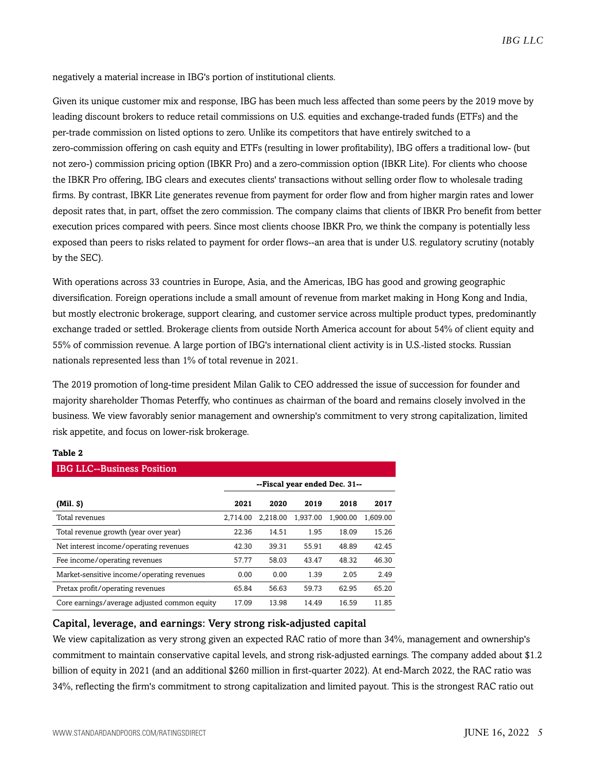negatively a material increase in IBG's portion of institutional clients.

Given its unique customer mix and response, IBG has been much less affected than some peers by the 2019 move by leading discount brokers to reduce retail commissions on U.S. equities and exchange-traded funds (ETFs) and the per-trade commission on listed options to zero. Unlike its competitors that have entirely switched to a zero-commission offering on cash equity and ETFs (resulting in lower profitability), IBG offers a traditional low- (but not zero-) commission pricing option (IBKR Pro) and a zero-commission option (IBKR Lite). For clients who choose the IBKR Pro offering, IBG clears and executes clients' transactions without selling order flow to wholesale trading firms. By contrast, IBKR Lite generates revenue from payment for order flow and from higher margin rates and lower deposit rates that, in part, offset the zero commission. The company claims that clients of IBKR Pro benefit from better execution prices compared with peers. Since most clients choose IBKR Pro, we think the company is potentially less exposed than peers to risks related to payment for order flows--an area that is under U.S. regulatory scrutiny (notably by the SEC).

With operations across 33 countries in Europe, Asia, and the Americas, IBG has good and growing geographic diversification. Foreign operations include a small amount of revenue from market making in Hong Kong and India, but mostly electronic brokerage, support clearing, and customer service across multiple product types, predominantly exchange traded or settled. Brokerage clients from outside North America account for about 54% of client equity and 55% of commission revenue. A large portion of IBG's international client activity is in U.S.-listed stocks. Russian nationals represented less than 1% of total revenue in 2021.

The 2019 promotion of long-time president Milan Galik to CEO addressed the issue of succession for founder and majority shareholder Thomas Peterffy, who continues as chairman of the board and remains closely involved in the business. We view favorably senior management and ownership's commitment to very strong capitalization, limited risk appetite, and focus on lower-risk brokerage.

**Table 2**

**IBG LLC--Business Position**

| | --Fiscal year ended Dec. 31-- | | | | |
|---|---|---|---|---|---|
| **(Mil. $)** | **2021** | **2020** | **2019** | **2018** | **2017** |
| Total revenues | 2,714.00 | 2,218.00 | 1,937.00 | 1,900.00 | 1,609.00 |
| Total revenue growth (year over year) | 22.36 | 14.51 | 1.95 | 18.09 | 15.26 |
| Net interest income/operating revenues | 42.30 | 39.31 | 55.91 | 48.89 | 42.45 |
| Fee income/operating revenues | 57.77 | 58.03 | 43.47 | 48.32 | 46.30 |
| Market-sensitive income/operating revenues | 0.00 | 0.00 | 1.39 | 2.05 | 2.49 |
| Pretax profit/operating revenues | 65.84 | 56.63 | 59.73 | 62.95 | 65.20 |
| Core earnings/average adjusted common equity | 17.09 | 13.98 | 14.49 | 16.59 | 11.85 |

### Capital, leverage, and earnings: Very strong risk-adjusted capital

We view capitalization as very strong given an expected RAC ratio of more than 34%, management and ownership's commitment to maintain conservative capital levels, and strong risk-adjusted earnings. The company added about $1.2 billion of equity in 2021 (and an additional $260 million in first-quarter 2022). At end-March 2022, the RAC ratio was 34%, reflecting the firm's commitment to strong capitalization and limited payout. This is the strongest RAC ratio out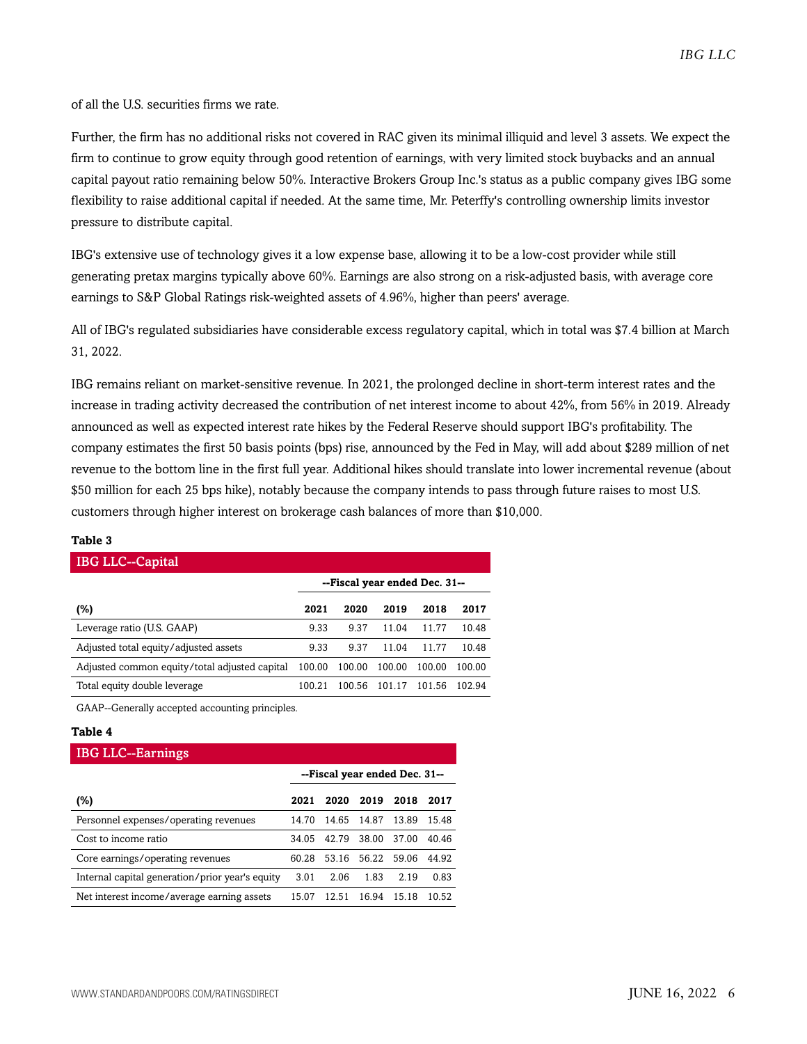of all the U.S. securities firms we rate.

Further, the firm has no additional risks not covered in RAC given its minimal illiquid and level 3 assets. We expect the firm to continue to grow equity through good retention of earnings, with very limited stock buybacks and an annual capital payout ratio remaining below 50%. Interactive Brokers Group Inc.'s status as a public company gives IBG some flexibility to raise additional capital if needed. At the same time, Mr. Peterffy's controlling ownership limits investor pressure to distribute capital.

IBG's extensive use of technology gives it a low expense base, allowing it to be a low-cost provider while still generating pretax margins typically above 60%. Earnings are also strong on a risk-adjusted basis, with average core earnings to S&P Global Ratings risk-weighted assets of 4.96%, higher than peers' average.

All of IBG's regulated subsidiaries have considerable excess regulatory capital, which in total was $7.4 billion at March 31, 2022.

IBG remains reliant on market-sensitive revenue. In 2021, the prolonged decline in short-term interest rates and the increase in trading activity decreased the contribution of net interest income to about 42%, from 56% in 2019. Already announced as well as expected interest rate hikes by the Federal Reserve should support IBG's profitability. The company estimates the first 50 basis points (bps) rise, announced by the Fed in May, will add about $289 million of net revenue to the bottom line in the first full year. Additional hikes should translate into lower incremental revenue (about $50 million for each 25 bps hike), notably because the company intends to pass through future raises to most U.S. customers through higher interest on brokerage cash balances of more than $10,000.

**Table 3**

**IBG LLC--Capital**

| | --Fiscal year ended Dec. 31-- | | | | |
|---|---|---|---|---|---|
| **(%)** | **2021** | **2020** | **2019** | **2018** | **2017** |
| Leverage ratio (U.S. GAAP) | 9.33 | 9.37 | 11.04 | 11.77 | 10.48 |
| Adjusted total equity/adjusted assets | 9.33 | 9.37 | 11.04 | 11.77 | 10.48 |
| Adjusted common equity/total adjusted capital | 100.00 | 100.00 | 100.00 | 100.00 | 100.00 |
| Total equity double leverage | 100.21 | 100.56 | 101.17 | 101.56 | 102.94 |

GAAP--Generally accepted accounting principles.

**Table 4**

**IBG LLC--Earnings**

| | --Fiscal year ended Dec. 31-- | | | | |
|---|---|---|---|---|---|
| **(%)** | **2021** | **2020** | **2019** | **2018** | **2017** |
| Personnel expenses/operating revenues | 14.70 | 14.65 | 14.87 | 13.89 | 15.48 |
| Cost to income ratio | 34.05 | 42.79 | 38.00 | 37.00 | 40.46 |
| Core earnings/operating revenues | 60.28 | 53.16 | 56.22 | 59.06 | 44.92 |
| Internal capital generation/prior year's equity | 3.01 | 2.06 | 1.83 | 2.19 | 0.83 |
| Net interest income/average earning assets | 15.07 | 12.51 | 16.94 | 15.18 | 10.52 |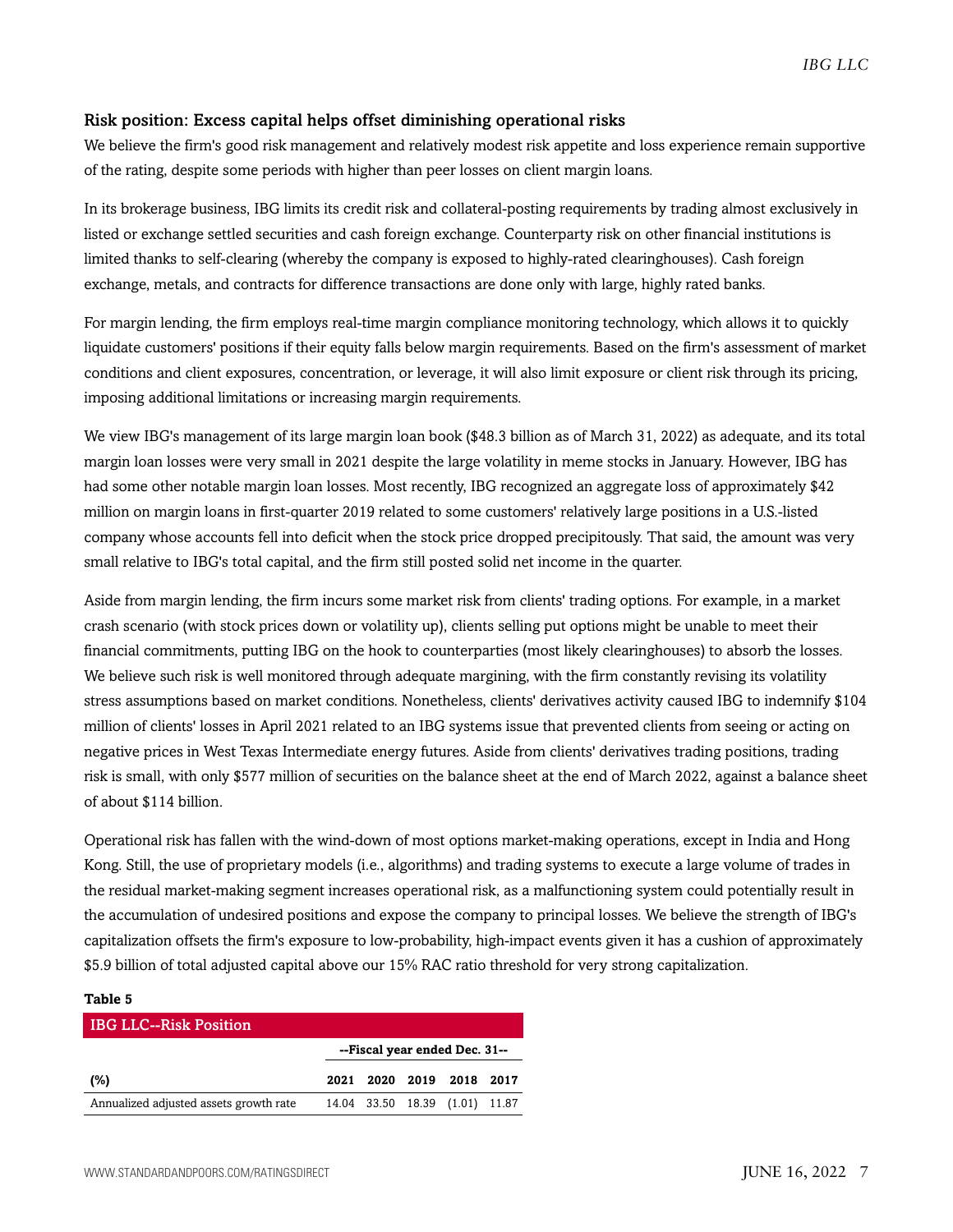### Risk position: Excess capital helps offset diminishing operational risks

We believe the firm's good risk management and relatively modest risk appetite and loss experience remain supportive of the rating, despite some periods with higher than peer losses on client margin loans.

In its brokerage business, IBG limits its credit risk and collateral-posting requirements by trading almost exclusively in listed or exchange settled securities and cash foreign exchange. Counterparty risk on other financial institutions is limited thanks to self-clearing (whereby the company is exposed to highly-rated clearinghouses). Cash foreign exchange, metals, and contracts for difference transactions are done only with large, highly rated banks.

For margin lending, the firm employs real-time margin compliance monitoring technology, which allows it to quickly liquidate customers' positions if their equity falls below margin requirements. Based on the firm's assessment of market conditions and client exposures, concentration, or leverage, it will also limit exposure or client risk through its pricing, imposing additional limitations or increasing margin requirements.

We view IBG's management of its large margin loan book ($48.3 billion as of March 31, 2022) as adequate, and its total margin loan losses were very small in 2021 despite the large volatility in meme stocks in January. However, IBG has had some other notable margin loan losses. Most recently, IBG recognized an aggregate loss of approximately $42 million on margin loans in first-quarter 2019 related to some customers' relatively large positions in a U.S.-listed company whose accounts fell into deficit when the stock price dropped precipitously. That said, the amount was very small relative to IBG's total capital, and the firm still posted solid net income in the quarter.

Aside from margin lending, the firm incurs some market risk from clients' trading options. For example, in a market crash scenario (with stock prices down or volatility up), clients selling put options might be unable to meet their financial commitments, putting IBG on the hook to counterparties (most likely clearinghouses) to absorb the losses. We believe such risk is well monitored through adequate margining, with the firm constantly revising its volatility stress assumptions based on market conditions. Nonetheless, clients' derivatives activity caused IBG to indemnify $104 million of clients' losses in April 2021 related to an IBG systems issue that prevented clients from seeing or acting on negative prices in West Texas Intermediate energy futures. Aside from clients' derivatives trading positions, trading risk is small, with only $577 million of securities on the balance sheet at the end of March 2022, against a balance sheet of about $114 billion.

Operational risk has fallen with the wind-down of most options market-making operations, except in India and Hong Kong. Still, the use of proprietary models (i.e., algorithms) and trading systems to execute a large volume of trades in the residual market-making segment increases operational risk, as a malfunctioning system could potentially result in the accumulation of undesired positions and expose the company to principal losses. We believe the strength of IBG's capitalization offsets the firm's exposure to low-probability, high-impact events given it has a cushion of approximately $5.9 billion of total adjusted capital above our 15% RAC ratio threshold for very strong capitalization.

**Table 5**

**IBG LLC--Risk Position**

| | --Fiscal year ended Dec. 31-- | | | | |
|---|---|---|---|---|---|
| **(%)** | **2021** | **2020** | **2019** | **2018** | **2017** |
| Annualized adjusted assets growth rate | 14.04 | 33.50 | 18.39 | (1.01) | 11.87 |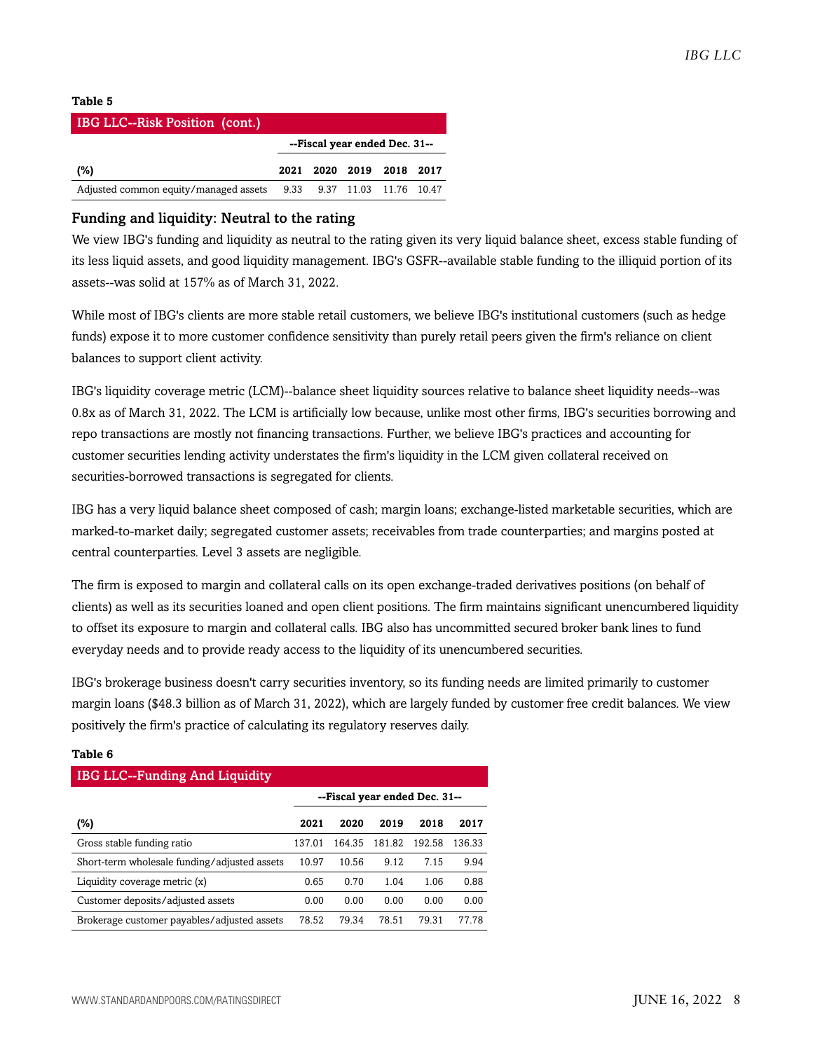**Table 5**

| IBG LLC--Risk Position (cont.) | | | | | |
|---|---|---|---|---|---|
| | --Fiscal year ended Dec. 31-- | | | | |
| (%) | 2021 | 2020 | 2019 | 2018 | 2017 |
| Adjusted common equity/managed assets | 9.33 | 9.37 | 11.03 | 11.76 | 10.47 |

### Funding and liquidity: Neutral to the rating

We view IBG's funding and liquidity as neutral to the rating given its very liquid balance sheet, excess stable funding of its less liquid assets, and good liquidity management. IBG's GSFR--available stable funding to the illiquid portion of its assets--was solid at 157% as of March 31, 2022.

While most of IBG's clients are more stable retail customers, we believe IBG's institutional customers (such as hedge funds) expose it to more customer confidence sensitivity than purely retail peers given the firm's reliance on client balances to support client activity.

IBG's liquidity coverage metric (LCM)--balance sheet liquidity sources relative to balance sheet liquidity needs--was 0.8x as of March 31, 2022. The LCM is artificially low because, unlike most other firms, IBG's securities borrowing and repo transactions are mostly not financing transactions. Further, we believe IBG's practices and accounting for customer securities lending activity understates the firm's liquidity in the LCM given collateral received on securities-borrowed transactions is segregated for clients.

IBG has a very liquid balance sheet composed of cash; margin loans; exchange-listed marketable securities, which are marked-to-market daily; segregated customer assets; receivables from trade counterparties; and margins posted at central counterparties. Level 3 assets are negligible.

The firm is exposed to margin and collateral calls on its open exchange-traded derivatives positions (on behalf of clients) as well as its securities loaned and open client positions. The firm maintains significant unencumbered liquidity to offset its exposure to margin and collateral calls. IBG also has uncommitted secured broker bank lines to fund everyday needs and to provide ready access to the liquidity of its unencumbered securities.

IBG's brokerage business doesn't carry securities inventory, so its funding needs are limited primarily to customer margin loans ($48.3 billion as of March 31, 2022), which are largely funded by customer free credit balances. We view positively the firm's practice of calculating its regulatory reserves daily.

**Table 6**

| IBG LLC--Funding And Liquidity | | | | | |
|---|---|---|---|---|---|
| | --Fiscal year ended Dec. 31-- | | | | |
| (%) | 2021 | 2020 | 2019 | 2018 | 2017 |
| Gross stable funding ratio | 137.01 | 164.35 | 181.82 | 192.58 | 136.33 |
| Short-term wholesale funding/adjusted assets | 10.97 | 10.56 | 9.12 | 7.15 | 9.94 |
| Liquidity coverage metric (x) | 0.65 | 0.70 | 1.04 | 1.06 | 0.88 |
| Customer deposits/adjusted assets | 0.00 | 0.00 | 0.00 | 0.00 | 0.00 |
| Brokerage customer payables/adjusted assets | 78.52 | 79.34 | 78.51 | 79.31 | 77.78 |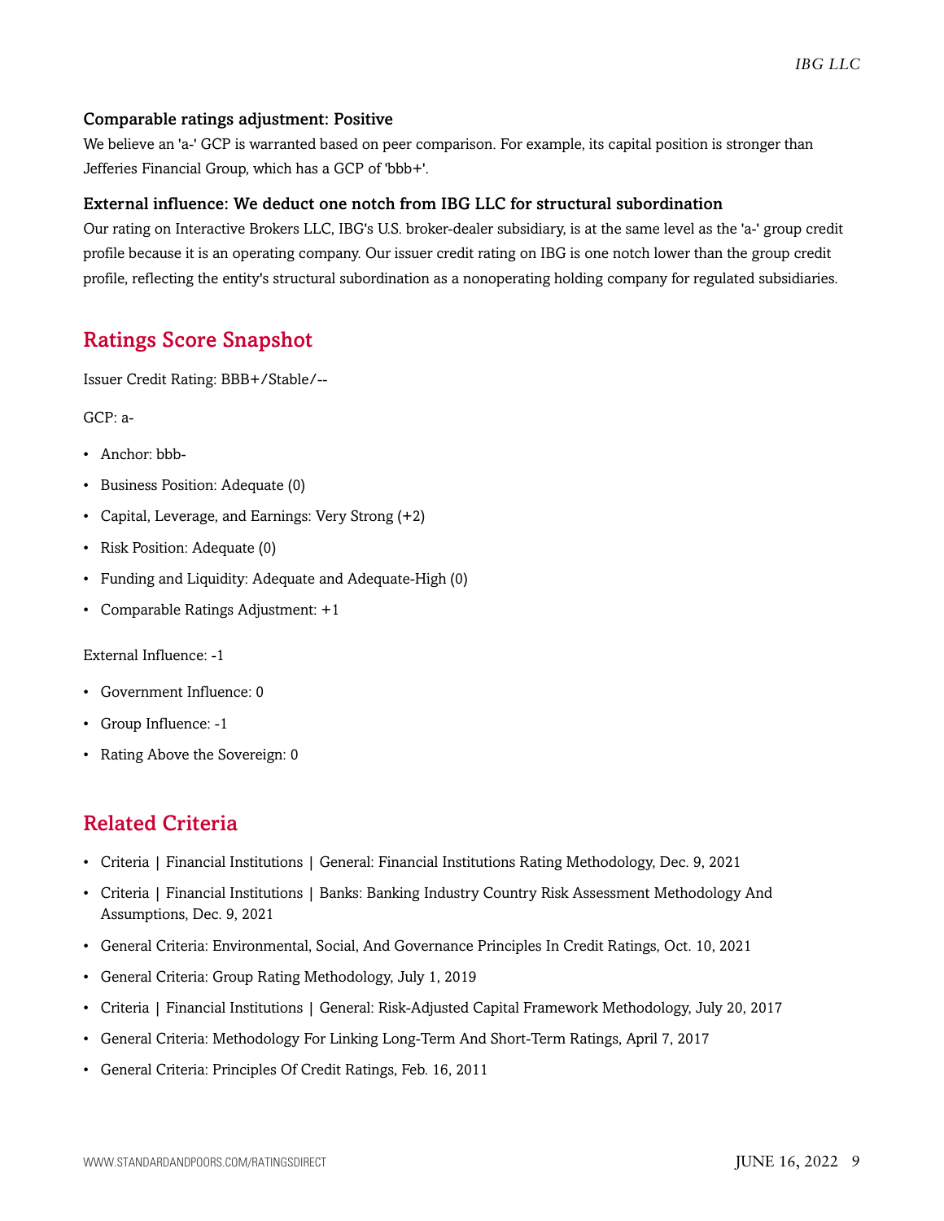### Comparable ratings adjustment: Positive

We believe an 'a-' GCP is warranted based on peer comparison. For example, its capital position is stronger than Jefferies Financial Group, which has a GCP of 'bbb+'.

### External influence: We deduct one notch from IBG LLC for structural subordination

Our rating on Interactive Brokers LLC, IBG's U.S. broker-dealer subsidiary, is at the same level as the 'a-' group credit profile because it is an operating company. Our issuer credit rating on IBG is one notch lower than the group credit profile, reflecting the entity's structural subordination as a nonoperating holding company for regulated subsidiaries.

## Ratings Score Snapshot

Issuer Credit Rating: BBB+/Stable/--

GCP: a-

- Anchor: bbb-
- Business Position: Adequate (0)
- Capital, Leverage, and Earnings: Very Strong (+2)
- Risk Position: Adequate (0)
- Funding and Liquidity: Adequate and Adequate-High (0)
- Comparable Ratings Adjustment: +1

External Influence: -1

- Government Influence: 0
- Group Influence: -1
- Rating Above the Sovereign: 0

## Related Criteria

- Criteria | Financial Institutions | General: Financial Institutions Rating Methodology, Dec. 9, 2021
- Criteria | Financial Institutions | Banks: Banking Industry Country Risk Assessment Methodology And Assumptions, Dec. 9, 2021
- General Criteria: Environmental, Social, And Governance Principles In Credit Ratings, Oct. 10, 2021
- General Criteria: Group Rating Methodology, July 1, 2019
- Criteria | Financial Institutions | General: Risk-Adjusted Capital Framework Methodology, July 20, 2017
- General Criteria: Methodology For Linking Long-Term And Short-Term Ratings, April 7, 2017
- General Criteria: Principles Of Credit Ratings, Feb. 16, 2011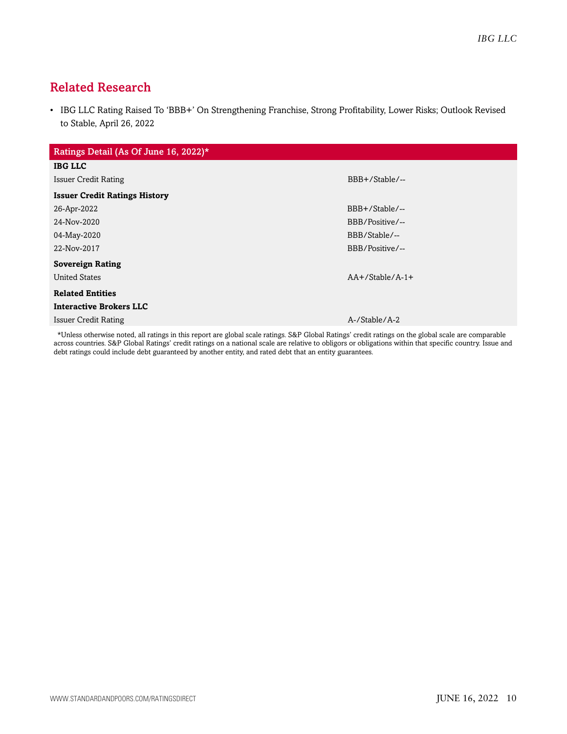## Related Research

- IBG LLC Rating Raised To 'BBB+' On Strengthening Franchise, Strong Profitability, Lower Risks; Outlook Revised to Stable, April 26, 2022

| Ratings Detail (As Of June 16, 2022)* | |
|---|---|
| **IBG LLC** | |
| Issuer Credit Rating | BBB+/Stable/-- |
| **Issuer Credit Ratings History** | |
| 26-Apr-2022 | BBB+/Stable/-- |
| 24-Nov-2020 | BBB/Positive/-- |
| 04-May-2020 | BBB/Stable/-- |
| 22-Nov-2017 | BBB/Positive/-- |
| **Sovereign Rating** | |
| United States | AA+/Stable/A-1+ |
| **Related Entities** | |
| **Interactive Brokers LLC** | |
| Issuer Credit Rating | A-/Stable/A-2 |

*Unless otherwise noted, all ratings in this report are global scale ratings. S&P Global Ratings' credit ratings on the global scale are comparable across countries. S&P Global Ratings' credit ratings on a national scale are relative to obligors or obligations within that specific country. Issue and debt ratings could include debt guaranteed by another entity, and rated debt that an entity guarantees.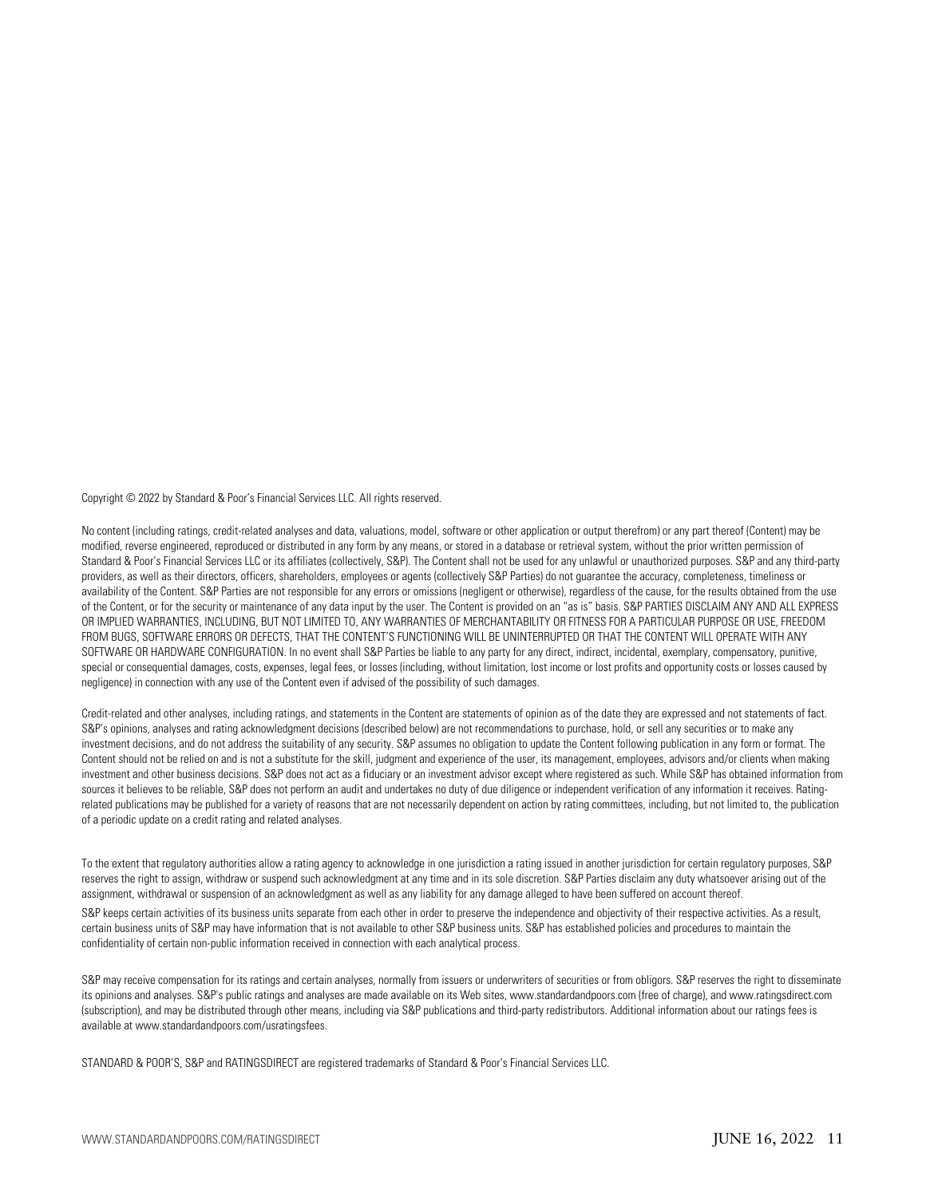Copyright © 2022 by Standard & Poor's Financial Services LLC. All rights reserved.

No content (including ratings, credit-related analyses and data, valuations, model, software or other application or output therefrom) or any part thereof (Content) may be modified, reverse engineered, reproduced or distributed in any form by any means, or stored in a database or retrieval system, without the prior written permission of Standard & Poor's Financial Services LLC or its affiliates (collectively, S&P). The Content shall not be used for any unlawful or unauthorized purposes. S&P and any third-party providers, as well as their directors, officers, shareholders, employees or agents (collectively S&P Parties) do not guarantee the accuracy, completeness, timeliness or availability of the Content. S&P Parties are not responsible for any errors or omissions (negligent or otherwise), regardless of the cause, for the results obtained from the use of the Content, or for the security or maintenance of any data input by the user. The Content is provided on an "as is" basis. S&P PARTIES DISCLAIM ANY AND ALL EXPRESS OR IMPLIED WARRANTIES, INCLUDING, BUT NOT LIMITED TO, ANY WARRANTIES OF MERCHANTABILITY OR FITNESS FOR A PARTICULAR PURPOSE OR USE, FREEDOM FROM BUGS, SOFTWARE ERRORS OR DEFECTS, THAT THE CONTENT'S FUNCTIONING WILL BE UNINTERRUPTED OR THAT THE CONTENT WILL OPERATE WITH ANY SOFTWARE OR HARDWARE CONFIGURATION. In no event shall S&P Parties be liable to any party for any direct, indirect, incidental, exemplary, compensatory, punitive, special or consequential damages, costs, expenses, legal fees, or losses (including, without limitation, lost income or lost profits and opportunity costs or losses caused by negligence) in connection with any use of the Content even if advised of the possibility of such damages.

Credit-related and other analyses, including ratings, and statements in the Content are statements of opinion as of the date they are expressed and not statements of fact. S&P's opinions, analyses and rating acknowledgment decisions (described below) are not recommendations to purchase, hold, or sell any securities or to make any investment decisions, and do not address the suitability of any security. S&P assumes no obligation to update the Content following publication in any form or format. The Content should not be relied on and is not a substitute for the skill, judgment and experience of the user, its management, employees, advisors and/or clients when making investment and other business decisions. S&P does not act as a fiduciary or an investment advisor except where registered as such. While S&P has obtained information from sources it believes to be reliable, S&P does not perform an audit and undertakes no duty of due diligence or independent verification of any information it receives. Rating-related publications may be published for a variety of reasons that are not necessarily dependent on action by rating committees, including, but not limited to, the publication of a periodic update on a credit rating and related analyses.

To the extent that regulatory authorities allow a rating agency to acknowledge in one jurisdiction a rating issued in another jurisdiction for certain regulatory purposes, S&P reserves the right to assign, withdraw or suspend such acknowledgment at any time and in its sole discretion. S&P Parties disclaim any duty whatsoever arising out of the assignment, withdrawal or suspension of an acknowledgment as well as any liability for any damage alleged to have been suffered on account thereof.

S&P keeps certain activities of its business units separate from each other in order to preserve the independence and objectivity of their respective activities. As a result, certain business units of S&P may have information that is not available to other S&P business units. S&P has established policies and procedures to maintain the confidentiality of certain non-public information received in connection with each analytical process.

S&P may receive compensation for its ratings and certain analyses, normally from issuers or underwriters of securities or from obligors. S&P reserves the right to disseminate its opinions and analyses. S&P's public ratings and analyses are made available on its Web sites, www.standardandpoors.com (free of charge), and www.ratingsdirect.com (subscription), and may be distributed through other means, including via S&P publications and third-party redistributors. Additional information about our ratings fees is available at www.standardandpoors.com/usratingsfees.

STANDARD & POOR'S, S&P and RATINGSDIRECT are registered trademarks of Standard & Poor's Financial Services LLC.